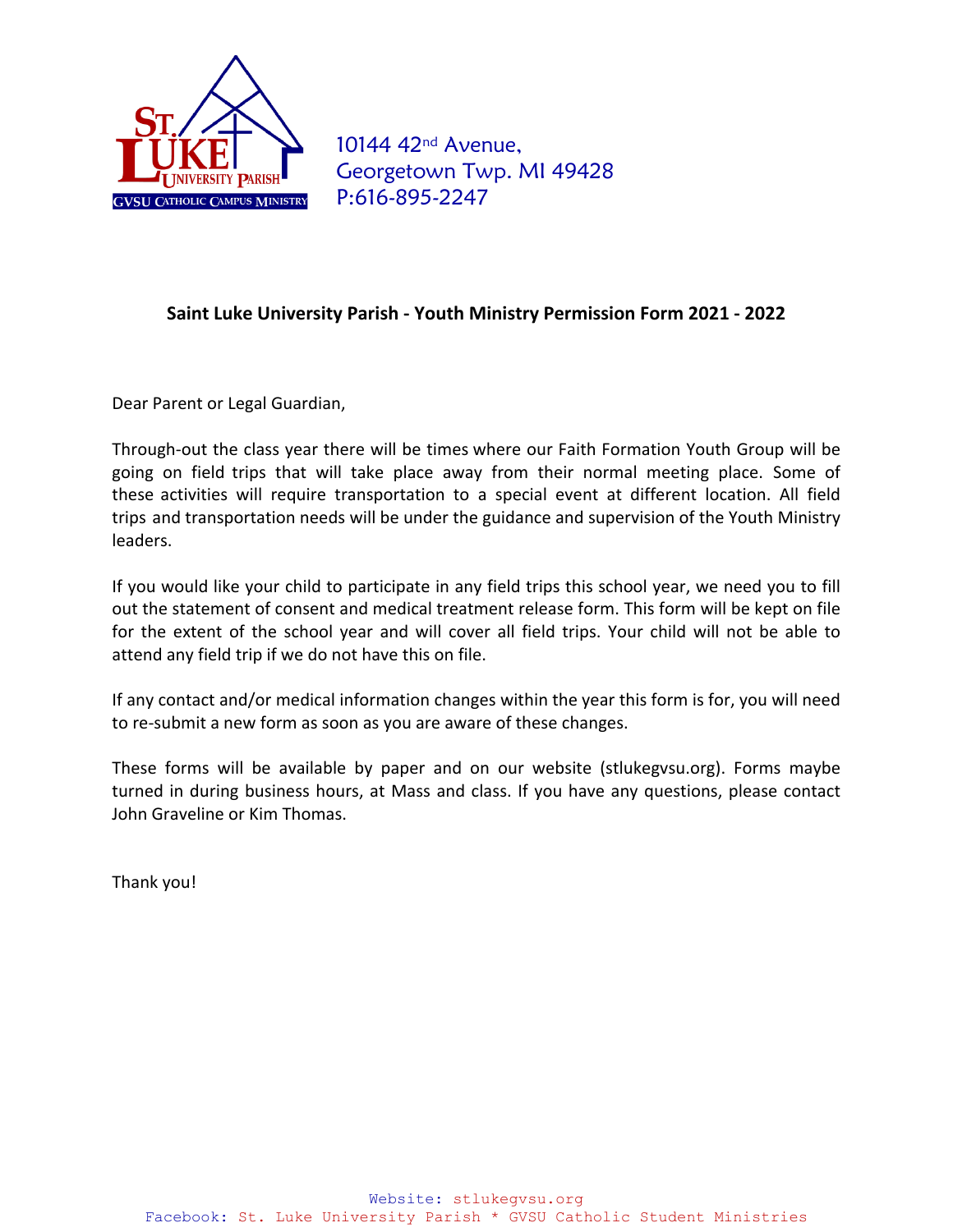10144 42nd Avenue,
Georgetown Twp. MI 49428
P:616-895-2247

## Saint Luke University Parish - Youth Ministry Permission Form 2021 - 2022

Dear Parent or Legal Guardian,

Through-out the class year there will be times where our Faith Formation Youth Group will be going on field trips that will take place away from their normal meeting place. Some of these activities will require transportation to a special event at different location. All field trips and transportation needs will be under the guidance and supervision of the Youth Ministry leaders.

If you would like your child to participate in any field trips this school year, we need you to fill out the statement of consent and medical treatment release form. This form will be kept on file for the extent of the school year and will cover all field trips. Your child will not be able to attend any field trip if we do not have this on file.

If any contact and/or medical information changes within the year this form is for, you will need to re-submit a new form as soon as you are aware of these changes.

These forms will be available by paper and on our website (stlukegvsu.org). Forms maybe turned in during business hours, at Mass and class. If you have any questions, please contact John Graveline or Kim Thomas.

Thank you!

Website: stlukegvsu.org
Facebook: St. Luke University Parish * GVSU Catholic Student Ministries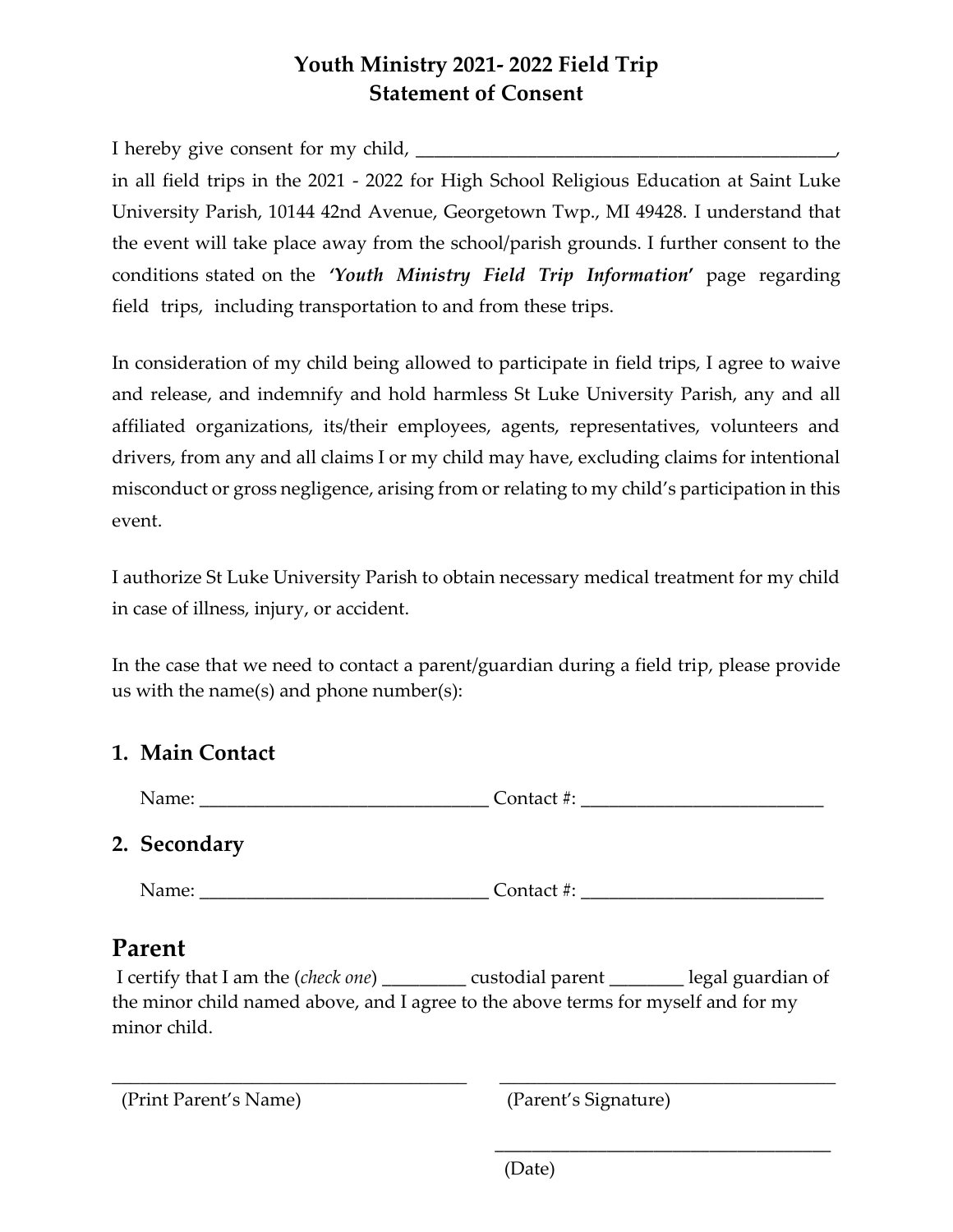# Youth Ministry 2021- 2022 Field Trip
# Statement of Consent

I hereby give consent for my child, ______________________________________________, in all field trips in the 2021 - 2022 for High School Religious Education at Saint Luke University Parish, 10144 42nd Avenue, Georgetown Twp., MI 49428. I understand that the event will take place away from the school/parish grounds. I further consent to the conditions stated on the ***'Youth Ministry Field Trip Information'*** page regarding field trips, including transportation to and from these trips.

In consideration of my child being allowed to participate in field trips, I agree to waive and release, and indemnify and hold harmless St Luke University Parish, any and all affiliated organizations, its/their employees, agents, representatives, volunteers and drivers, from any and all claims I or my child may have, excluding claims for intentional misconduct or gross negligence, arising from or relating to my child's participation in this event.

I authorize St Luke University Parish to obtain necessary medical treatment for my child in case of illness, injury, or accident.

In the case that we need to contact a parent/guardian during a field trip, please provide us with the name(s) and phone number(s):

1. **Main Contact**

   Name: _______________________________ Contact #: __________________________

2. **Secondary**

   Name: _______________________________ Contact #: __________________________

## Parent

I certify that I am the (*check one*) _________ custodial parent ________ legal guardian of the minor child named above, and I agree to the above terms for myself and for my minor child.

_______________________________________ (Print Parent's Name)

_______________________________________ (Parent's Signature)

_______________________________________ (Date)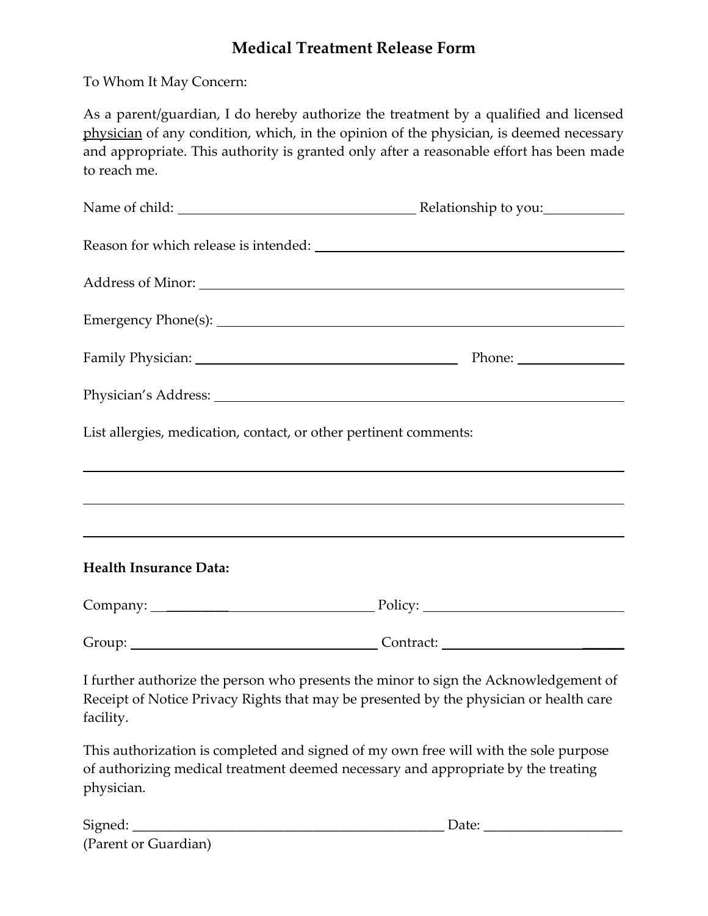# Medical Treatment Release Form

To Whom It May Concern:

As a parent/guardian, I do hereby authorize the treatment by a qualified and licensed physician of any condition, which, in the opinion of the physician, is deemed necessary and appropriate. This authority is granted only after a reasonable effort has been made to reach me.

Name of child: ______________________________ Relationship to you: __________

Reason for which release is intended: ______________________________________

Address of Minor: ______________________________________________________

Emergency Phone(s): ____________________________________________________

Family Physician: ________________________________ Phone: ______________

Physician's Address: ____________________________________________________

List allergies, medication, contact, or other pertinent comments:

_______________________________________________________________________

_______________________________________________________________________

_______________________________________________________________________

**Health Insurance Data:**

Company: ____________________________ Policy: __________________________

Group: ______________________________ Contract: _________________________

I further authorize the person who presents the minor to sign the Acknowledgement of Receipt of Notice Privacy Rights that may be presented by the physician or health care facility.

This authorization is completed and signed of my own free will with the sole purpose of authorizing medical treatment deemed necessary and appropriate by the treating physician.

Signed: _____________________________________________ Date: ___________________
(Parent or Guardian)